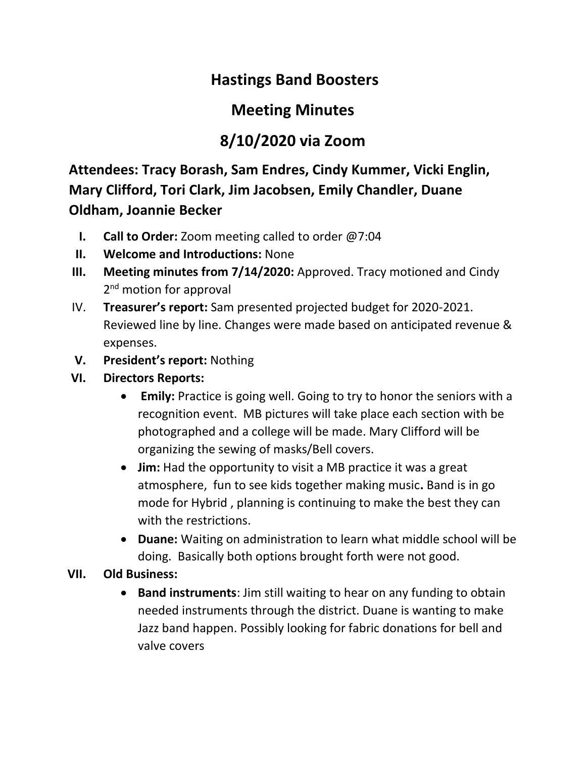# Hastings Band Boosters

## Meeting Minutes

## 8/10/2020 via Zoom

**Attendees: Tracy Borash, Sam Endres, Cindy Kummer, Vicki Englin, Mary Clifford, Tori Clark, Jim Jacobsen, Emily Chandler, Duane Oldham, Joannie Becker**

I. **Call to Order:** Zoom meeting called to order @7:04

II. **Welcome and Introductions:** None

III. **Meeting minutes from 7/14/2020:** Approved. Tracy motioned and Cindy 2nd motion for approval

IV. **Treasurer's report:** Sam presented projected budget for 2020-2021. Reviewed line by line. Changes were made based on anticipated revenue & expenses.

V. **President's report:** Nothing

VI. **Directors Reports:**
   - **Emily:** Practice is going well. Going to try to honor the seniors with a recognition event. MB pictures will take place each section with be photographed and a college will be made. Mary Clifford will be organizing the sewing of masks/Bell covers.
   - **Jim:** Had the opportunity to visit a MB practice it was a great atmosphere, fun to see kids together making music**.** Band is in go mode for Hybrid , planning is continuing to make the best they can with the restrictions.
   - **Duane:** Waiting on administration to learn what middle school will be doing. Basically both options brought forth were not good.

VII. **Old Business:**
   - **Band instruments**: Jim still waiting to hear on any funding to obtain needed instruments through the district. Duane is wanting to make Jazz band happen. Possibly looking for fabric donations for bell and valve covers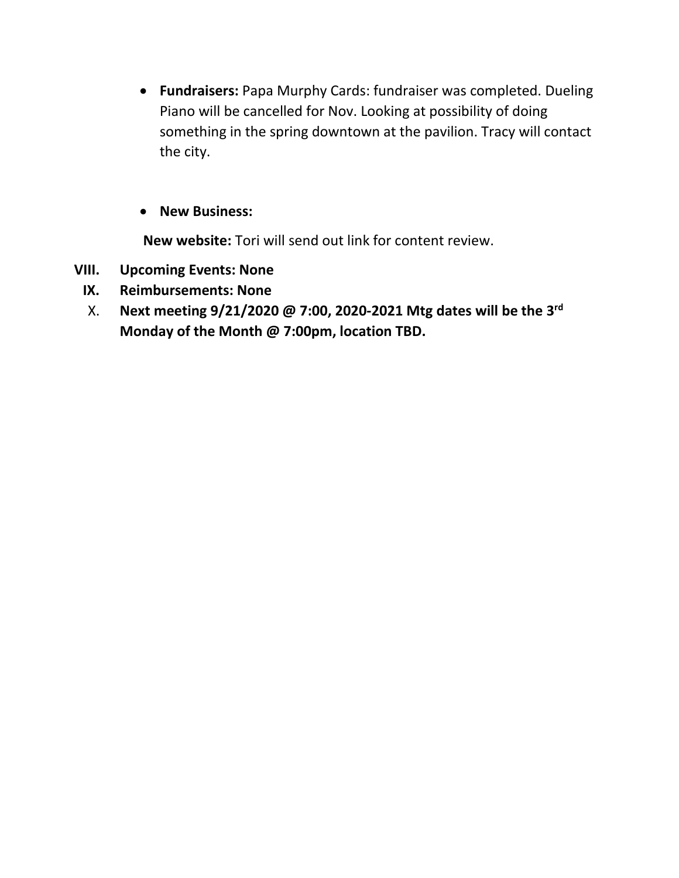- **Fundraisers:** Papa Murphy Cards: fundraiser was completed. Dueling Piano will be cancelled for Nov. Looking at possibility of doing something in the spring downtown at the pavilion. Tracy will contact the city.

- **New Business:**

  **New website:** Tori will send out link for content review.

VIII. **Upcoming Events: None**

IX. **Reimbursements: None**

X. **Next meeting 9/21/2020 @ 7:00, 2020-2021 Mtg dates will be the 3rd Monday of the Month @ 7:00pm, location TBD.**